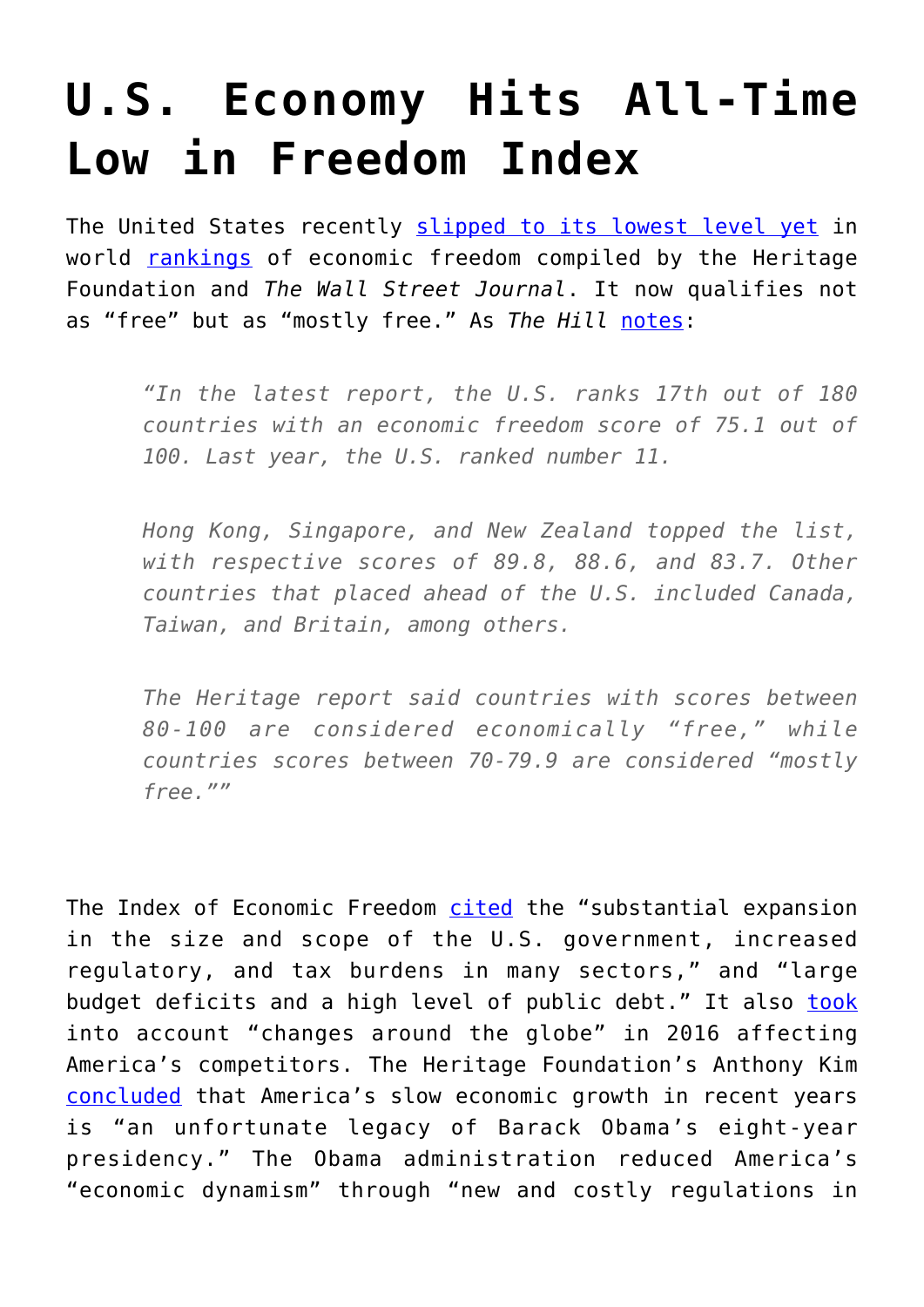# U.S. Economy Hits All-Time Low in Freedom Index

The United States recently slipped to its lowest level yet in world rankings of economic freedom compiled by the Heritage Foundation and *The Wall Street Journal*. It now qualifies not as "free" but as "mostly free." As *The Hill* notes:

> *"In the latest report, the U.S. ranks 17th out of 180 countries with an economic freedom score of 75.1 out of 100. Last year, the U.S. ranked number 11.*
>
> *Hong Kong, Singapore, and New Zealand topped the list, with respective scores of 89.8, 88.6, and 83.7. Other countries that placed ahead of the U.S. included Canada, Taiwan, and Britain, among others.*
>
> *The Heritage report said countries with scores between 80-100 are considered economically "free," while countries scores between 70-79.9 are considered "mostly free.""*

The Index of Economic Freedom cited the "substantial expansion in the size and scope of the U.S. government, increased regulatory, and tax burdens in many sectors," and "large budget deficits and a high level of public debt." It also took into account "changes around the globe" in 2016 affecting America's competitors. The Heritage Foundation's Anthony Kim concluded that America's slow economic growth in recent years is "an unfortunate legacy of Barack Obama's eight-year presidency." The Obama administration reduced America's "economic dynamism" through "new and costly regulations in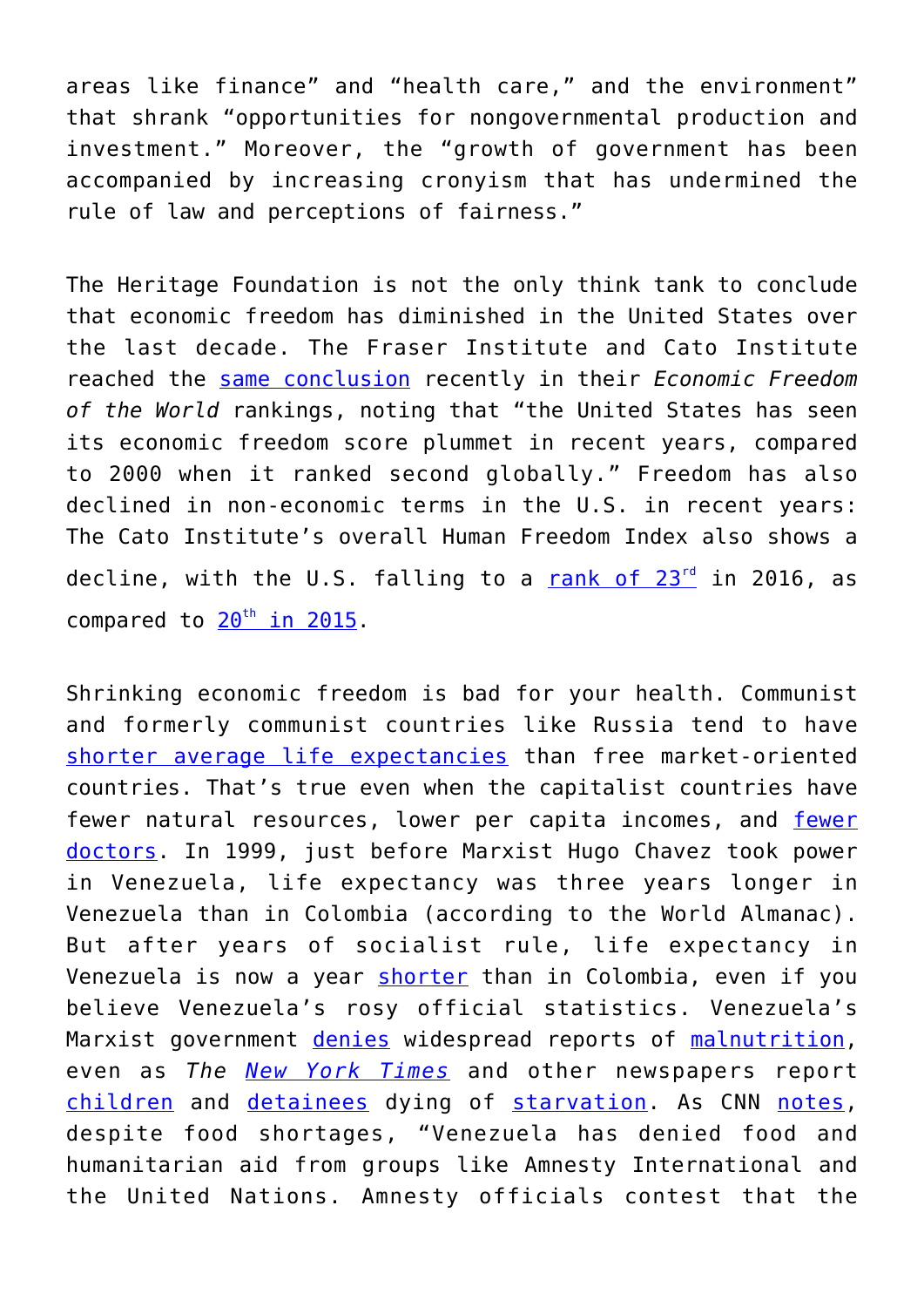areas like finance" and "health care," and the environment" that shrank "opportunities for nongovernmental production and investment." Moreover, the "growth of government has been accompanied by increasing cronyism that has undermined the rule of law and perceptions of fairness."

The Heritage Foundation is not the only think tank to conclude that economic freedom has diminished in the United States over the last decade. The Fraser Institute and Cato Institute reached the same conclusion recently in their *Economic Freedom of the World* rankings, noting that "the United States has seen its economic freedom score plummet in recent years, compared to 2000 when it ranked second globally." Freedom has also declined in non-economic terms in the U.S. in recent years: The Cato Institute's overall Human Freedom Index also shows a decline, with the U.S. falling to a rank of 23rd in 2016, as compared to 20th in 2015.

Shrinking economic freedom is bad for your health. Communist and formerly communist countries like Russia tend to have shorter average life expectancies than free market-oriented countries. That's true even when the capitalist countries have fewer natural resources, lower per capita incomes, and fewer doctors. In 1999, just before Marxist Hugo Chavez took power in Venezuela, life expectancy was three years longer in Venezuela than in Colombia (according to the World Almanac). But after years of socialist rule, life expectancy in Venezuela is now a year shorter than in Colombia, even if you believe Venezuela's rosy official statistics. Venezuela's Marxist government denies widespread reports of malnutrition, even as *The New York Times* and other newspapers report children and detainees dying of starvation. As CNN notes, despite food shortages, "Venezuela has denied food and humanitarian aid from groups like Amnesty International and the United Nations. Amnesty officials contest that the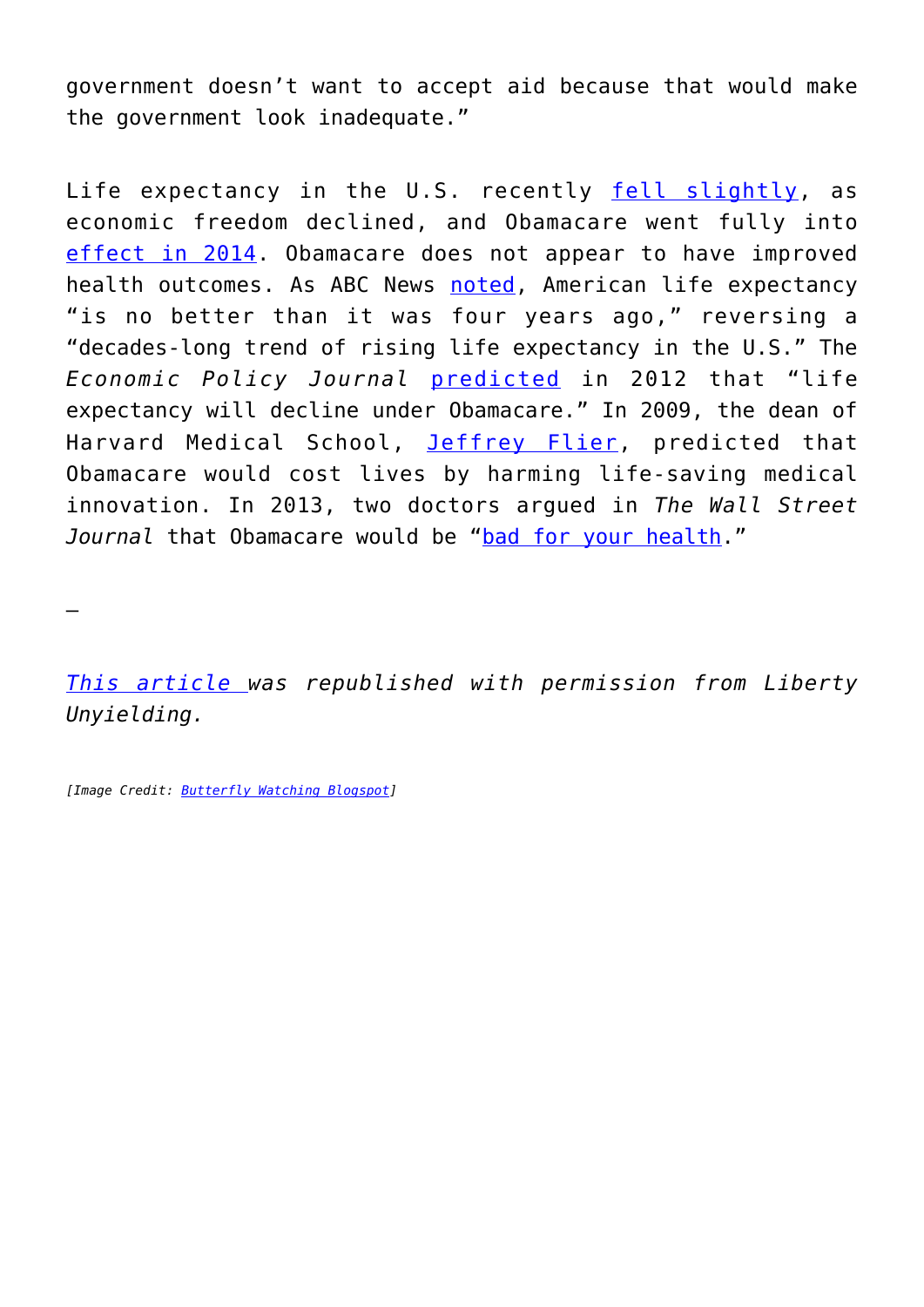government doesn't want to accept aid because that would make the government look inadequate."

Life expectancy in the U.S. recently fell slightly, as economic freedom declined, and Obamacare went fully into effect in 2014. Obamacare does not appear to have improved health outcomes. As ABC News noted, American life expectancy "is no better than it was four years ago," reversing a "decades-long trend of rising life expectancy in the U.S." The *Economic Policy Journal* predicted in 2012 that "life expectancy will decline under Obamacare." In 2009, the dean of Harvard Medical School, Jeffrey Flier, predicted that Obamacare would cost lives by harming life-saving medical innovation. In 2013, two doctors argued in *The Wall Street Journal* that Obamacare would be "bad for your health."

—

*This article was republished with permission from Liberty Unyielding.*

*[Image Credit: Butterfly Watching Blogspot]*